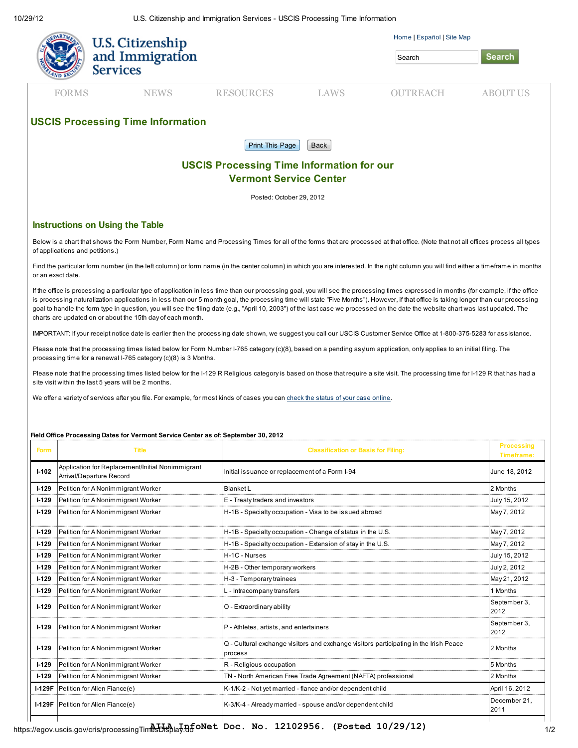# USCIS Processing Time Information

## USCIS Processing Time Information for our Vermont Service Center

Posted: October 29, 2012

### Instructions on Using the Table

Below is a chart that shows the Form Number, Form Name and Processing Times for all of the forms that are processed at that office. (Note that not all offices process all types of applications and petitions.)

Find the particular form number (in the left column) or form name (in the center column) in which you are interested. In the right column you will find either a timeframe in months or an exact date.

If the office is processing a particular type of application in less time than our processing goal, you will see the processing times expressed in months (for example, if the office is processing naturalization applications in less than our 5 month goal, the processing time will state "Five Months"). However, if that office is taking longer than our processing goal to handle the form type in question, you will see the filing date (e.g., "April 10, 2003") of the last case we processed on the date the website chart was last updated. The charts are updated on or about the 15th day of each month.

IMPORTANT: If your receipt notice date is earlier then the processing date shown, we suggest you call our USCIS Customer Service Office at 1-800-375-5283 for assistance.

Please note that the processing times listed below for Form Number I-765 category (c)(8), based on a pending asylum application, only applies to an initial filing. The processing time for a renewal I-765 category (c)(8) is 3 Months.

Please note that the processing times listed below for the I-129 R Religious category is based on those that require a site visit. The processing time for I-129 R that has had a site visit within the last 5 years will be 2 months.

We offer a variety of services after you file. For example, for most kinds of cases you can check the status of your case online.

**Field Office Processing Dates for Vermont Service Center as of: September 30, 2012**

| Form | Title | Classification or Basis for Filing: | Processing Timeframe: |
|---|---|---|---|
| I-102 | Application for Replacement/Initial Nonimmigrant Arrival/Departure Record | Initial issuance or replacement of a Form I-94 | June 18, 2012 |
| I-129 | Petition for A Nonimmigrant Worker | Blanket L | 2 Months |
| I-129 | Petition for A Nonimmigrant Worker | E - Treaty traders and investors | July 15, 2012 |
| I-129 | Petition for A Nonimmigrant Worker | H-1B - Specialty occupation - Visa to be issued abroad | May 7, 2012 |
| I-129 | Petition for A Nonimmigrant Worker | H-1B - Specialty occupation - Change of status in the U.S. | May 7, 2012 |
| I-129 | Petition for A Nonimmigrant Worker | H-1B - Specialty occupation - Extension of stay in the U.S. | May 7, 2012 |
| I-129 | Petition for A Nonimmigrant Worker | H-1C - Nurses | July 15, 2012 |
| I-129 | Petition for A Nonimmigrant Worker | H-2B - Other temporary workers | July 2, 2012 |
| I-129 | Petition for A Nonimmigrant Worker | H-3 - Temporary trainees | May 21, 2012 |
| I-129 | Petition for A Nonimmigrant Worker | L - Intracompany transfers | 1 Months |
| I-129 | Petition for A Nonimmigrant Worker | O - Extraordinary ability | September 3, 2012 |
| I-129 | Petition for A Nonimmigrant Worker | P - Athletes, artists, and entertainers | September 3, 2012 |
| I-129 | Petition for A Nonimmigrant Worker | Q - Cultural exchange visitors and exchange visitors participating in the Irish Peace process | 2 Months |
| I-129 | Petition for A Nonimmigrant Worker | R - Religious occupation | 5 Months |
| I-129 | Petition for A Nonimmigrant Worker | TN - North American Free Trade Agreement (NAFTA) professional | 2 Months |
| I-129F | Petition for Alien Fiance(e) | K-1/K-2 - Not yet married - fiance and/or dependent child | April 16, 2012 |
| I-129F | Petition for Alien Fiance(e) | K-3/K-4 - Already married - spouse and/or dependent child | December 21, 2011 |

AILA InfoNet Doc. No. 12102956. (Posted 10/29/12)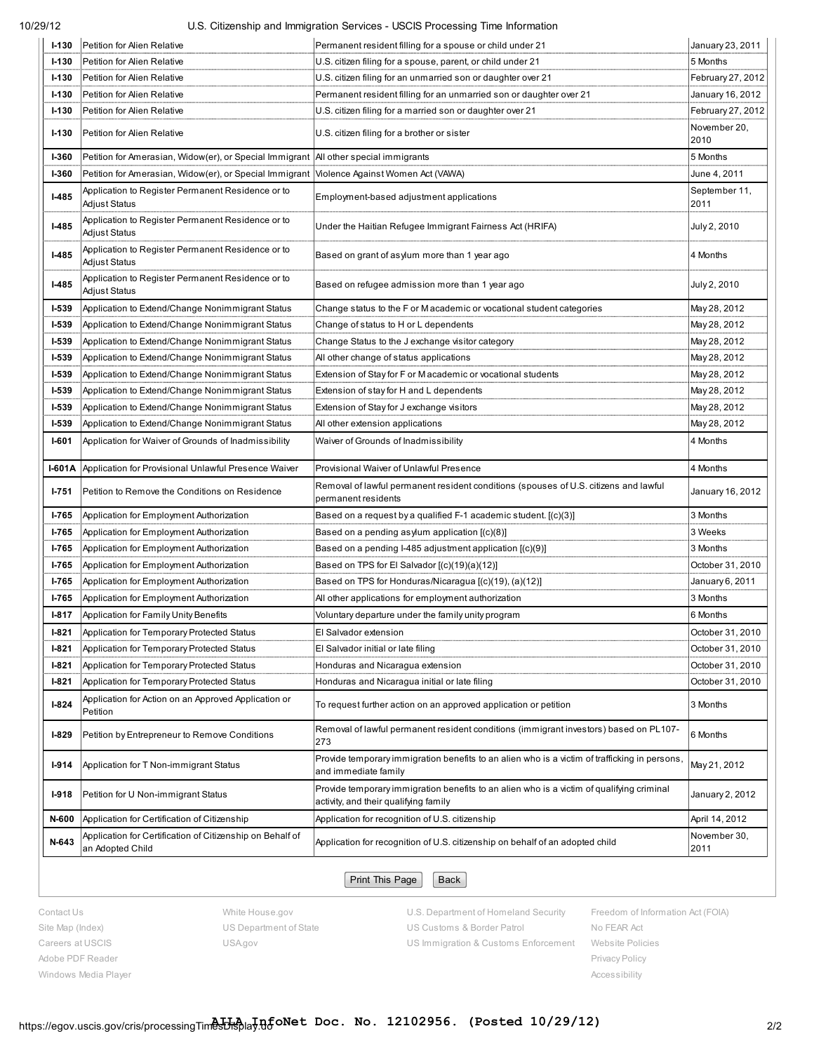| | | | |
|---|---|---|---|
| **I-130** | Petition for Alien Relative | Permanent resident filling for a spouse or child under 21 | January 23, 2011 |
| **I-130** | Petition for Alien Relative | U.S. citizen filing for a spouse, parent, or child under 21 | 5 Months |
| **I-130** | Petition for Alien Relative | U.S. citizen filing for an unmarried son or daughter over 21 | February 27, 2012 |
| **I-130** | Petition for Alien Relative | Permanent resident filling for an unmarried son or daughter over 21 | January 16, 2012 |
| **I-130** | Petition for Alien Relative | U.S. citizen filing for a married son or daughter over 21 | February 27, 2012 |
| **I-130** | Petition for Alien Relative | U.S. citizen filing for a brother or sister | November 20, 2010 |
| **I-360** | Petition for Amerasian, Widow(er), or Special Immigrant | All other special immigrants | 5 Months |
| **I-360** | Petition for Amerasian, Widow(er), or Special Immigrant | Violence Against Women Act (VAWA) | June 4, 2011 |
| **I-485** | Application to Register Permanent Residence or to Adjust Status | Employment-based adjustment applications | September 11, 2011 |
| **I-485** | Application to Register Permanent Residence or to Adjust Status | Under the Haitian Refugee Immigrant Fairness Act (HRIFA) | July 2, 2010 |
| **I-485** | Application to Register Permanent Residence or to Adjust Status | Based on grant of asylum more than 1 year ago | 4 Months |
| **I-485** | Application to Register Permanent Residence or to Adjust Status | Based on refugee admission more than 1 year ago | July 2, 2010 |
| **I-539** | Application to Extend/Change Nonimmigrant Status | Change status to the F or M academic or vocational student categories | May 28, 2012 |
| **I-539** | Application to Extend/Change Nonimmigrant Status | Change of status to H or L dependents | May 28, 2012 |
| **I-539** | Application to Extend/Change Nonimmigrant Status | Change Status to the J exchange visitor category | May 28, 2012 |
| **I-539** | Application to Extend/Change Nonimmigrant Status | All other change of status applications | May 28, 2012 |
| **I-539** | Application to Extend/Change Nonimmigrant Status | Extension of Stay for F or M academic or vocational students | May 28, 2012 |
| **I-539** | Application to Extend/Change Nonimmigrant Status | Extension of stay for H and L dependents | May 28, 2012 |
| **I-539** | Application to Extend/Change Nonimmigrant Status | Extension of Stay for J exchange visitors | May 28, 2012 |
| **I-539** | Application to Extend/Change Nonimmigrant Status | All other extension applications | May 28, 2012 |
| **I-601** | Application for Waiver of Grounds of Inadmissibility | Waiver of Grounds of Inadmissibility | 4 Months |
| **I-601A** | Application for Provisional Unlawful Presence Waiver | Provisional Waiver of Unlawful Presence | 4 Months |
| **I-751** | Petition to Remove the Conditions on Residence | Removal of lawful permanent resident conditions (spouses of U.S. citizens and lawful permanent residents | January 16, 2012 |
| **I-765** | Application for Employment Authorization | Based on a request by a qualified F-1 academic student. [(c)(3)] | 3 Months |
| **I-765** | Application for Employment Authorization | Based on a pending asylum application [(c)(8)] | 3 Weeks |
| **I-765** | Application for Employment Authorization | Based on a pending I-485 adjustment application [(c)(9)] | 3 Months |
| **I-765** | Application for Employment Authorization | Based on TPS for El Salvador [(c)(19)(a)(12)] | October 31, 2010 |
| **I-765** | Application for Employment Authorization | Based on TPS for Honduras/Nicaragua [(c)(19), (a)(12)] | January 6, 2011 |
| **I-765** | Application for Employment Authorization | All other applications for employment authorization | 3 Months |
| **I-817** | Application for Family Unity Benefits | Voluntary departure under the family unity program | 6 Months |
| **I-821** | Application for Temporary Protected Status | El Salvador extension | October 31, 2010 |
| **I-821** | Application for Temporary Protected Status | El Salvador initial or late filing | October 31, 2010 |
| **I-821** | Application for Temporary Protected Status | Honduras and Nicaragua extension | October 31, 2010 |
| **I-821** | Application for Temporary Protected Status | Honduras and Nicaragua initial or late filing | October 31, 2010 |
| **I-824** | Application for Action on an Approved Application or Petition | To request further action on an approved application or petition | 3 Months |
| **I-829** | Petition by Entrepreneur to Remove Conditions | Removal of lawful permanent resident conditions (immigrant investors) based on PL107-273 | 6 Months |
| **I-914** | Application for T Non-immigrant Status | Provide temporary immigration benefits to an alien who is a victim of trafficking in persons, and immediate family | May 21, 2012 |
| **I-918** | Petition for U Non-immigrant Status | Provide temporary immigration benefits to an alien who is a victim of qualifying criminal activity, and their qualifying family | January 2, 2012 |
| **N-600** | Application for Certification of Citizenship | Application for recognition of U.S. citizenship | April 14, 2012 |
| **N-643** | Application for Certification of Citizenship on Behalf of an Adopted Child | Application for recognition of U.S. citizenship on behalf of an adopted child | November 30, 2011 |

Print This Page | Back

Contact Us
Site Map (Index)
Careers at USCIS
Adobe PDF Reader
Windows Media Player

White House.gov
US Department of State
USA.gov

U.S. Department of Homeland Security
US Customs & Border Patrol
US Immigration & Customs Enforcement

Freedom of Information Act (FOIA)
No FEAR Act
Website Policies
Privacy Policy
Accessibility

**AILA InfoNet Doc. No. 12102956. (Posted 10/29/12)**